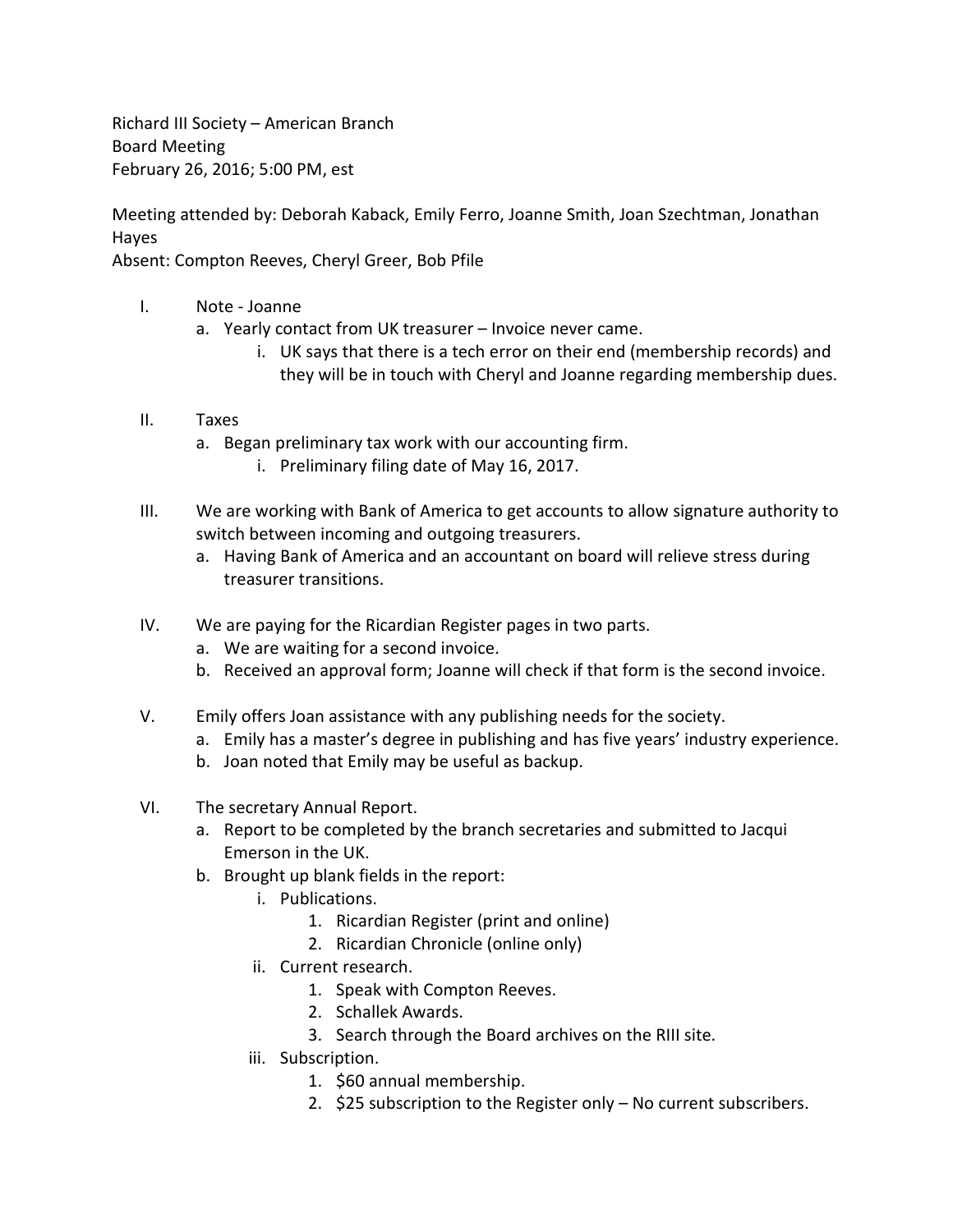Richard III Society – American Branch
Board Meeting
February 26, 2016; 5:00 PM, est

Meeting attended by: Deborah Kaback, Emily Ferro, Joanne Smith, Joan Szechtman, Jonathan Hayes
Absent: Compton Reeves, Cheryl Greer, Bob Pfile

I. Note - Joanne
   a. Yearly contact from UK treasurer – Invoice never came.
      i. UK says that there is a tech error on their end (membership records) and they will be in touch with Cheryl and Joanne regarding membership dues.

II. Taxes
   a. Began preliminary tax work with our accounting firm.
      i. Preliminary filing date of May 16, 2017.

III. We are working with Bank of America to get accounts to allow signature authority to switch between incoming and outgoing treasurers.
   a. Having Bank of America and an accountant on board will relieve stress during treasurer transitions.

IV. We are paying for the Ricardian Register pages in two parts.
   a. We are waiting for a second invoice.
   b. Received an approval form; Joanne will check if that form is the second invoice.

V. Emily offers Joan assistance with any publishing needs for the society.
   a. Emily has a master's degree in publishing and has five years' industry experience.
   b. Joan noted that Emily may be useful as backup.

VI. The secretary Annual Report.
   a. Report to be completed by the branch secretaries and submitted to Jacqui Emerson in the UK.
   b. Brought up blank fields in the report:
      i. Publications.
         1. Ricardian Register (print and online)
         2. Ricardian Chronicle (online only)
      ii. Current research.
         1. Speak with Compton Reeves.
         2. Schallek Awards.
         3. Search through the Board archives on the RIII site.
      iii. Subscription.
         1. $60 annual membership.
         2. $25 subscription to the Register only – No current subscribers.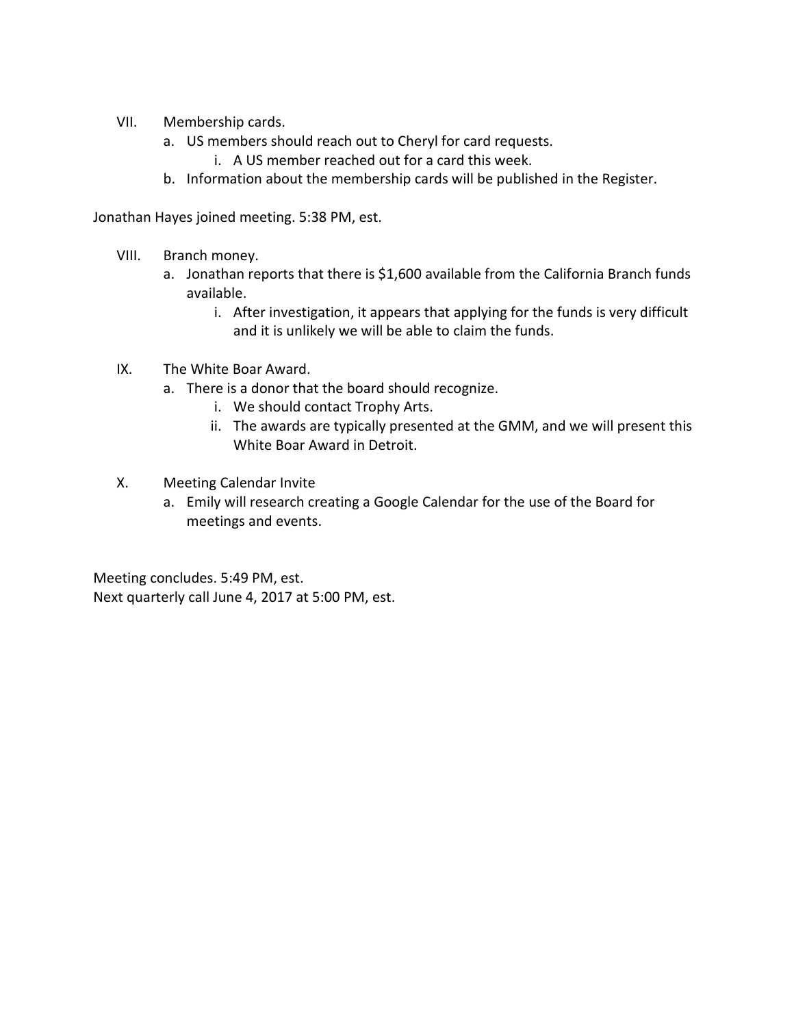VII. Membership cards.
   a. US members should reach out to Cheryl for card requests.
      i. A US member reached out for a card this week.
   b. Information about the membership cards will be published in the Register.

Jonathan Hayes joined meeting. 5:38 PM, est.

VIII. Branch money.
   a. Jonathan reports that there is $1,600 available from the California Branch funds available.
      i. After investigation, it appears that applying for the funds is very difficult and it is unlikely we will be able to claim the funds.

IX. The White Boar Award.
   a. There is a donor that the board should recognize.
      i. We should contact Trophy Arts.
      ii. The awards are typically presented at the GMM, and we will present this White Boar Award in Detroit.

X. Meeting Calendar Invite
   a. Emily will research creating a Google Calendar for the use of the Board for meetings and events.

Meeting concludes. 5:49 PM, est.
Next quarterly call June 4, 2017 at 5:00 PM, est.